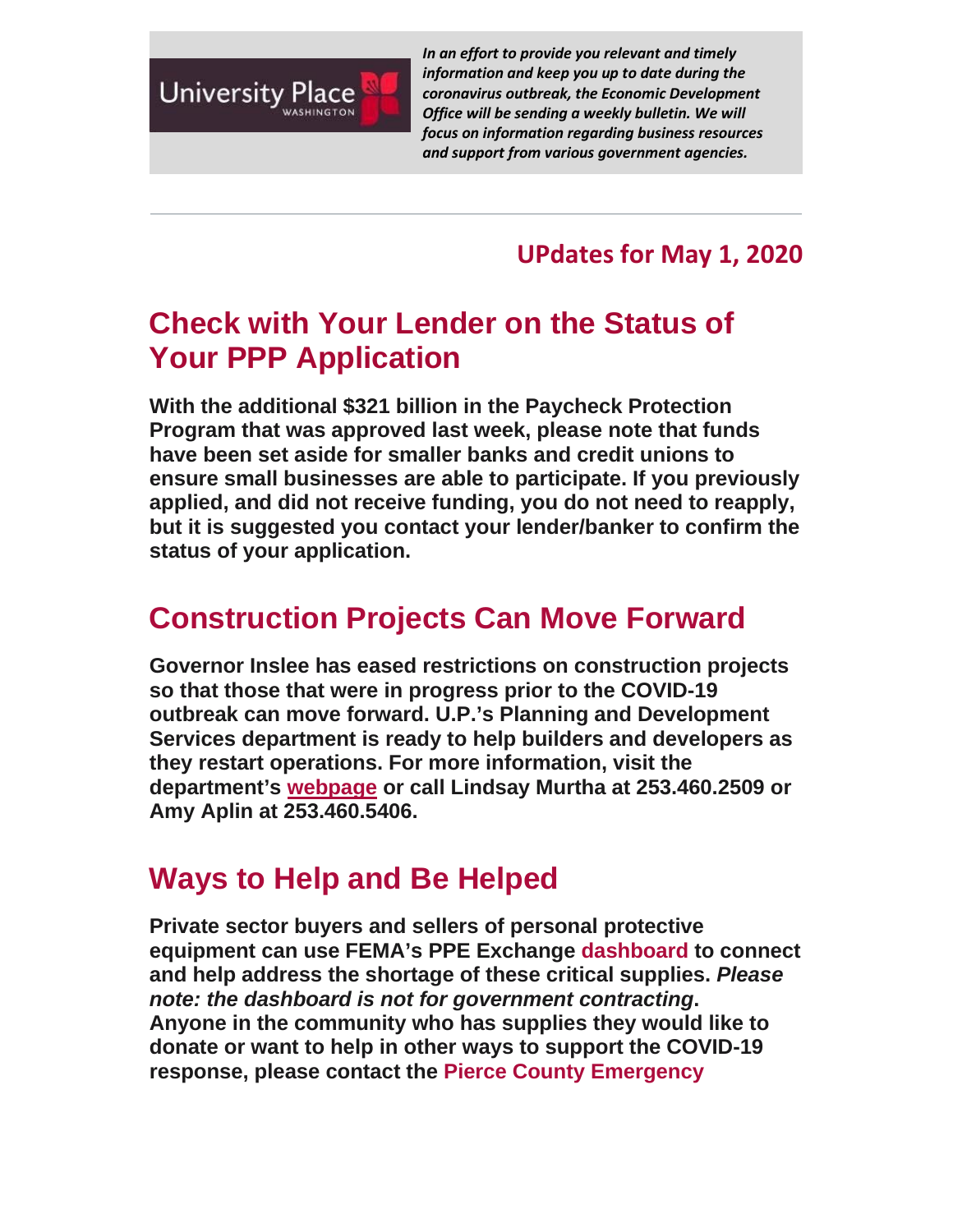University Place WASHINGTON

*In an effort to provide you relevant and timely information and keep you up to date during the coronavirus outbreak, the Economic Development Office will be sending a weekly bulletin. We will focus on information regarding business resources and support from various government agencies.*

---

**UPdates for May 1, 2020**

## Check with Your Lender on the Status of Your PPP Application

**With the additional $321 billion in the Paycheck Protection Program that was approved last week, please note that funds have been set aside for smaller banks and credit unions to ensure small businesses are able to participate. If you previously applied, and did not receive funding, you do not need to reapply, but it is suggested you contact your lender/banker to confirm the status of your application.**

## Construction Projects Can Move Forward

**Governor Inslee has eased restrictions on construction projects so that those that were in progress prior to the COVID-19 outbreak can move forward. U.P.'s Planning and Development Services department is ready to help builders and developers as they restart operations. For more information, visit the department's webpage or call Lindsay Murtha at 253.460.2509 or Amy Aplin at 253.460.5406.**

## Ways to Help and Be Helped

**Private sector buyers and sellers of personal protective equipment can use FEMA's PPE Exchange dashboard to connect and help address the shortage of these critical supplies. *Please note: the dashboard is not for government contracting*. Anyone in the community who has supplies they would like to donate or want to help in other ways to support the COVID-19 response, please contact the Pierce County Emergency**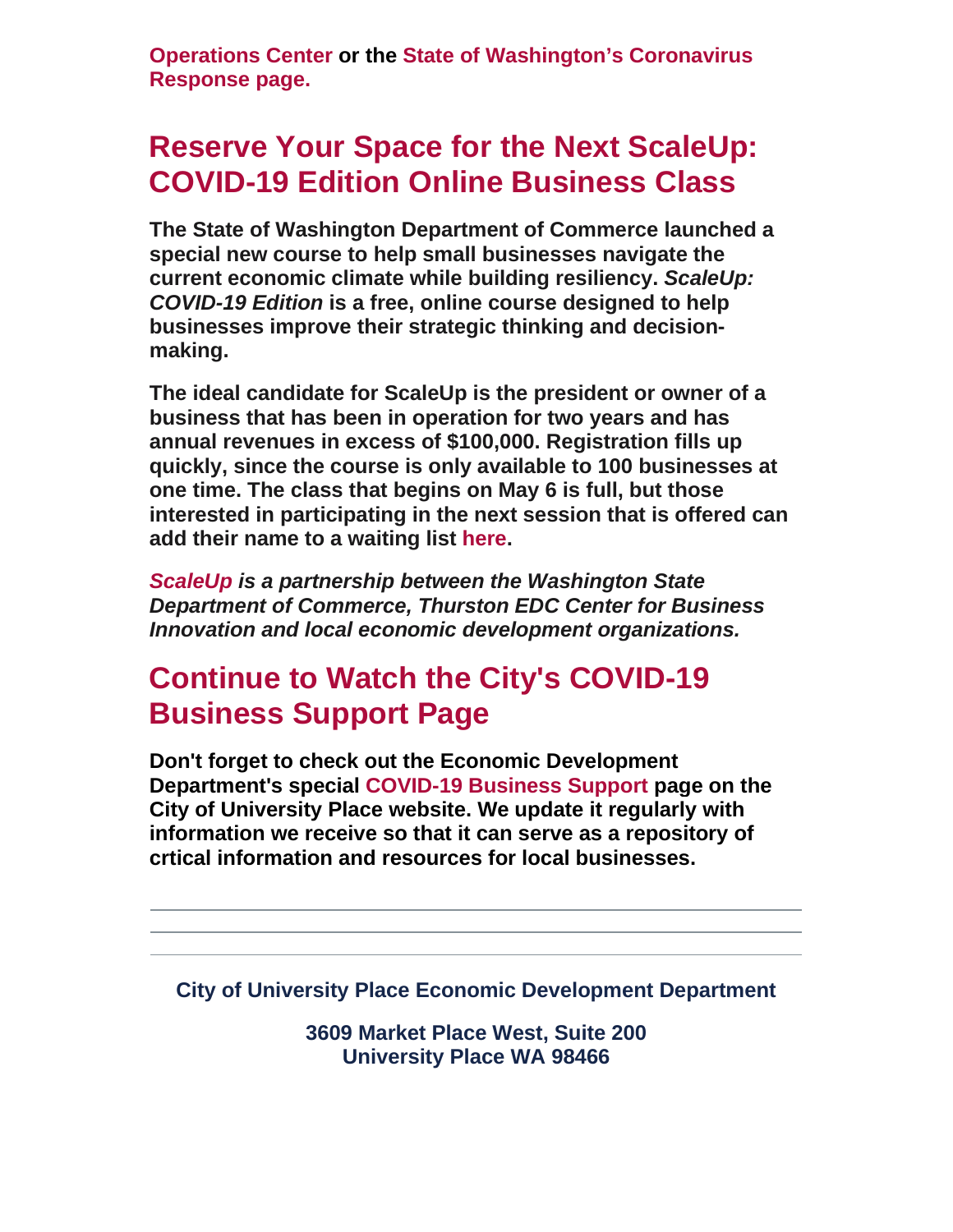**Operations Center or the State of Washington's Coronavirus Response page.**

## Reserve Your Space for the Next ScaleUp: COVID-19 Edition Online Business Class

**The State of Washington Department of Commerce launched a special new course to help small businesses navigate the current economic climate while building resiliency. *ScaleUp: COVID-19 Edition* is a free, online course designed to help businesses improve their strategic thinking and decision-making.**

**The ideal candidate for ScaleUp is the president or owner of a business that has been in operation for two years and has annual revenues in excess of $100,000. Registration fills up quickly, since the course is only available to 100 businesses at one time. The class that begins on May 6 is full, but those interested in participating in the next session that is offered can add their name to a waiting list here.**

***ScaleUp is a partnership between the Washington State Department of Commerce, Thurston EDC Center for Business Innovation and local economic development organizations.***

## Continue to Watch the City's COVID-19 Business Support Page

**Don't forget to check out the Economic Development Department's special COVID-19 Business Support page on the City of University Place website. We update it regularly with information we receive so that it can serve as a repository of crtical information and resources for local businesses.**

---

**City of University Place Economic Development Department**

**3609 Market Place West, Suite 200**
**University Place WA 98466**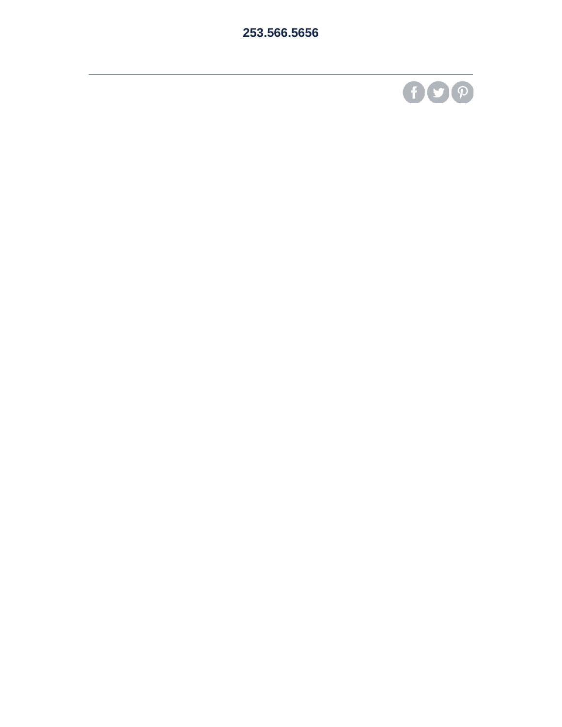**253.566.5656**

---